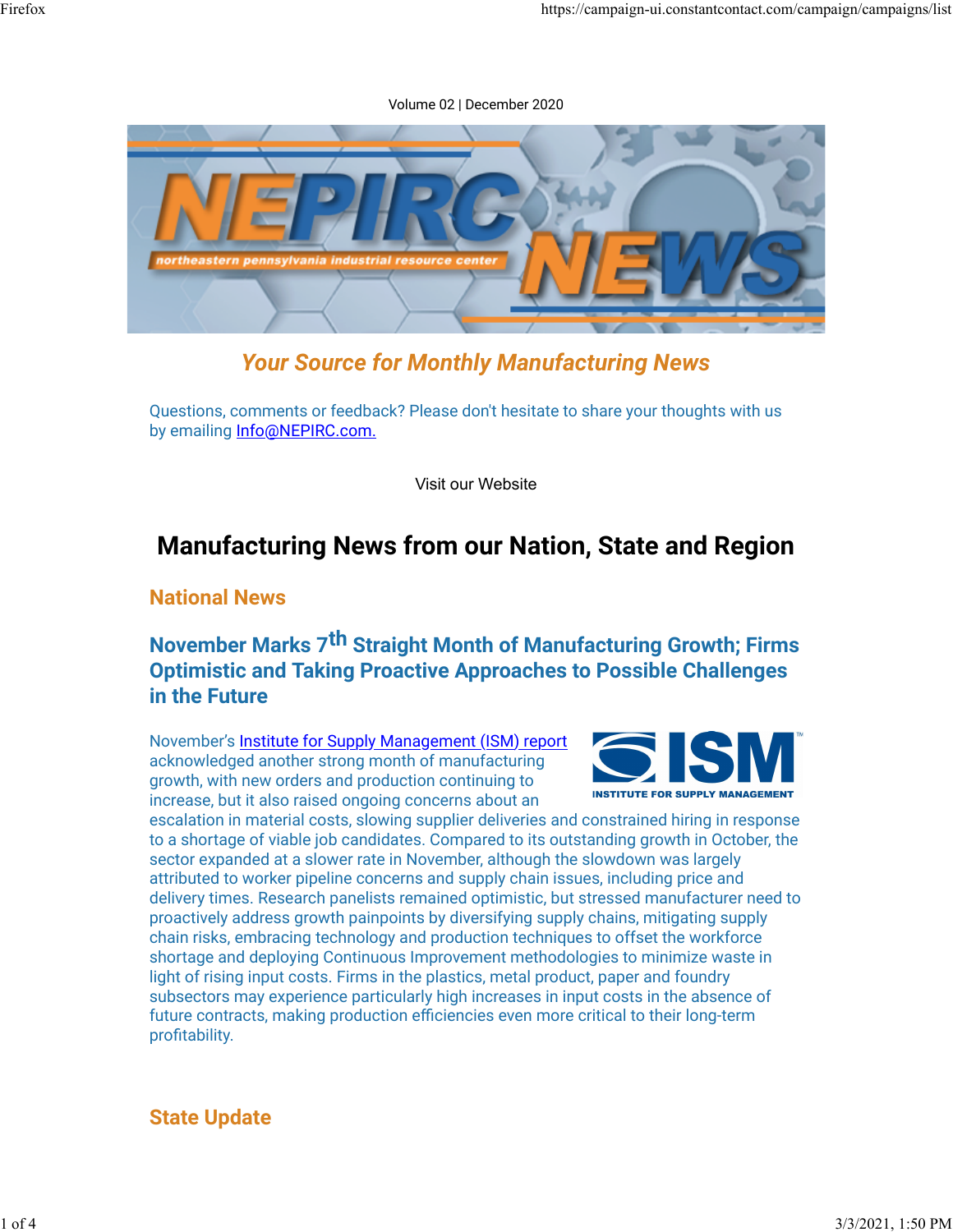Volume 02 | December 2020

*Your Source for Monthly Manufacturing News*

Questions, comments or feedback? Please don't hesitate to share your thoughts with us by emailing Info@NEPIRC.com.

Visit our Website

# Manufacturing News from our Nation, State and Region

## National News

### November Marks 7th Straight Month of Manufacturing Growth; Firms Optimistic and Taking Proactive Approaches to Possible Challenges in the Future

November's Institute for Supply Management (ISM) report acknowledged another strong month of manufacturing growth, with new orders and production continuing to increase, but it also raised ongoing concerns about an escalation in material costs, slowing supplier deliveries and constrained hiring in response to a shortage of viable job candidates. Compared to its outstanding growth in October, the sector expanded at a slower rate in November, although the slowdown was largely attributed to worker pipeline concerns and supply chain issues, including price and delivery times. Research panelists remained optimistic, but stressed manufacturer need to proactively address growth painpoints by diversifying supply chains, mitigating supply chain risks, embracing technology and production techniques to offset the workforce shortage and deploying Continuous Improvement methodologies to minimize waste in light of rising input costs. Firms in the plastics, metal product, paper and foundry subsectors may experience particularly high increases in input costs in the absence of future contracts, making production efficiencies even more critical to their long-term profitability.

## State Update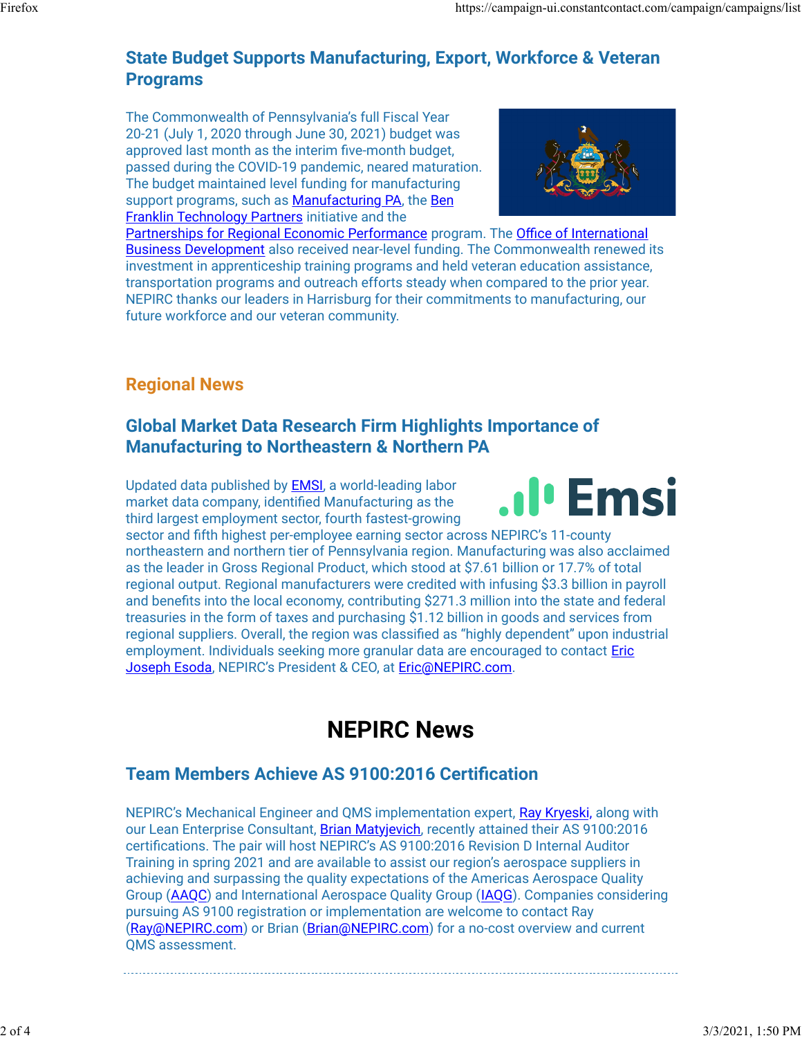## State Budget Supports Manufacturing, Export, Workforce & Veteran Programs

The Commonwealth of Pennsylvania's full Fiscal Year 20-21 (July 1, 2020 through June 30, 2021) budget was approved last month as the interim five-month budget, passed during the COVID-19 pandemic, neared maturation. The budget maintained level funding for manufacturing support programs, such as Manufacturing PA, the Ben Franklin Technology Partners initiative and the Partnerships for Regional Economic Performance program. The Office of International Business Development also received near-level funding. The Commonwealth renewed its investment in apprenticeship training programs and held veteran education assistance, transportation programs and outreach efforts steady when compared to the prior year. NEPIRC thanks our leaders in Harrisburg for their commitments to manufacturing, our future workforce and our veteran community.

## Regional News

## Global Market Data Research Firm Highlights Importance of Manufacturing to Northeastern & Northern PA

Updated data published by EMSI, a world-leading labor market data company, identified Manufacturing as the third largest employment sector, fourth fastest-growing sector and fifth highest per-employee earning sector across NEPIRC's 11-county northeastern and northern tier of Pennsylvania region. Manufacturing was also acclaimed as the leader in Gross Regional Product, which stood at $7.61 billion or 17.7% of total regional output. Regional manufacturers were credited with infusing $3.3 billion in payroll and benefits into the local economy, contributing $271.3 million into the state and federal treasuries in the form of taxes and purchasing $1.12 billion in goods and services from regional suppliers. Overall, the region was classified as "highly dependent" upon industrial employment. Individuals seeking more granular data are encouraged to contact Eric Joseph Esoda, NEPIRC's President & CEO, at Eric@NEPIRC.com.

# NEPIRC News

## Team Members Achieve AS 9100:2016 Certification

NEPIRC's Mechanical Engineer and QMS implementation expert, Ray Kryeski, along with our Lean Enterprise Consultant, Brian Matyjevich, recently attained their AS 9100:2016 certifications. The pair will host NEPIRC's AS 9100:2016 Revision D Internal Auditor Training in spring 2021 and are available to assist our region's aerospace suppliers in achieving and surpassing the quality expectations of the Americas Aerospace Quality Group (AAQC) and International Aerospace Quality Group (IAQG). Companies considering pursuing AS 9100 registration or implementation are welcome to contact Ray (Ray@NEPIRC.com) or Brian (Brian@NEPIRC.com) for a no-cost overview and current QMS assessment.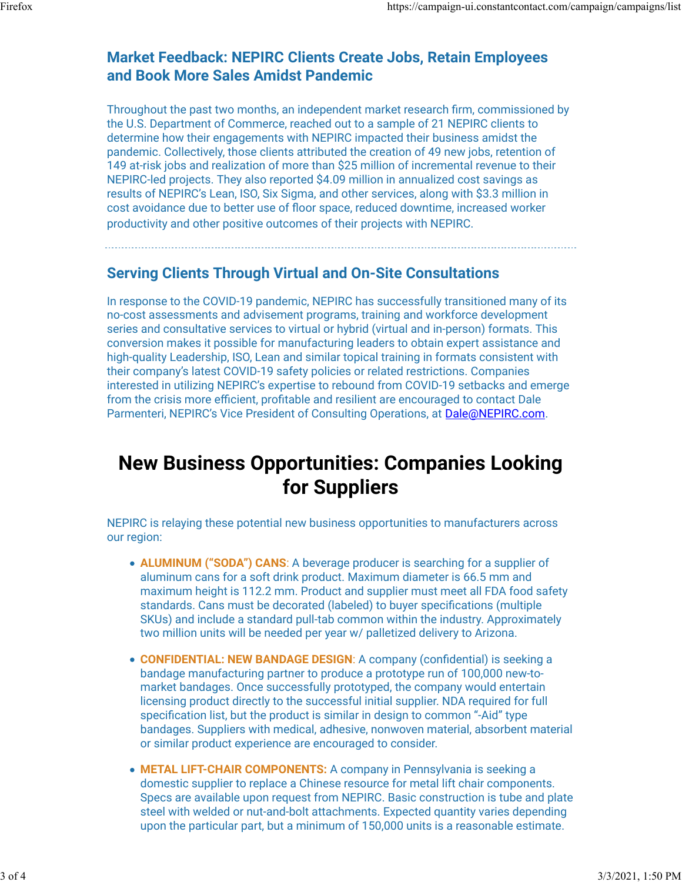## Market Feedback: NEPIRC Clients Create Jobs, Retain Employees and Book More Sales Amidst Pandemic

Throughout the past two months, an independent market research firm, commissioned by the U.S. Department of Commerce, reached out to a sample of 21 NEPIRC clients to determine how their engagements with NEPIRC impacted their business amidst the pandemic. Collectively, those clients attributed the creation of 49 new jobs, retention of 149 at-risk jobs and realization of more than $25 million of incremental revenue to their NEPIRC-led projects. They also reported $4.09 million in annualized cost savings as results of NEPIRC's Lean, ISO, Six Sigma, and other services, along with $3.3 million in cost avoidance due to better use of floor space, reduced downtime, increased worker productivity and other positive outcomes of their projects with NEPIRC.

---

## Serving Clients Through Virtual and On-Site Consultations

In response to the COVID-19 pandemic, NEPIRC has successfully transitioned many of its no-cost assessments and advisement programs, training and workforce development series and consultative services to virtual or hybrid (virtual and in-person) formats. This conversion makes it possible for manufacturing leaders to obtain expert assistance and high-quality Leadership, ISO, Lean and similar topical training in formats consistent with their company's latest COVID-19 safety policies or related restrictions. Companies interested in utilizing NEPIRC's expertise to rebound from COVID-19 setbacks and emerge from the crisis more efficient, profitable and resilient are encouraged to contact Dale Parmenteri, NEPIRC's Vice President of Consulting Operations, at Dale@NEPIRC.com.

# New Business Opportunities: Companies Looking for Suppliers

NEPIRC is relaying these potential new business opportunities to manufacturers across our region:

- **ALUMINUM ("SODA") CANS**: A beverage producer is searching for a supplier of aluminum cans for a soft drink product. Maximum diameter is 66.5 mm and maximum height is 112.2 mm. Product and supplier must meet all FDA food safety standards. Cans must be decorated (labeled) to buyer specifications (multiple SKUs) and include a standard pull-tab common within the industry. Approximately two million units will be needed per year w/ palletized delivery to Arizona.

- **CONFIDENTIAL: NEW BANDAGE DESIGN**: A company (confidential) is seeking a bandage manufacturing partner to produce a prototype run of 100,000 new-to-market bandages. Once successfully prototyped, the company would entertain licensing product directly to the successful initial supplier. NDA required for full specification list, but the product is similar in design to common "-Aid" type bandages. Suppliers with medical, adhesive, nonwoven material, absorbent material or similar product experience are encouraged to consider.

- **METAL LIFT-CHAIR COMPONENTS:** A company in Pennsylvania is seeking a domestic supplier to replace a Chinese resource for metal lift chair components. Specs are available upon request from NEPIRC. Basic construction is tube and plate steel with welded or nut-and-bolt attachments. Expected quantity varies depending upon the particular part, but a minimum of 150,000 units is a reasonable estimate.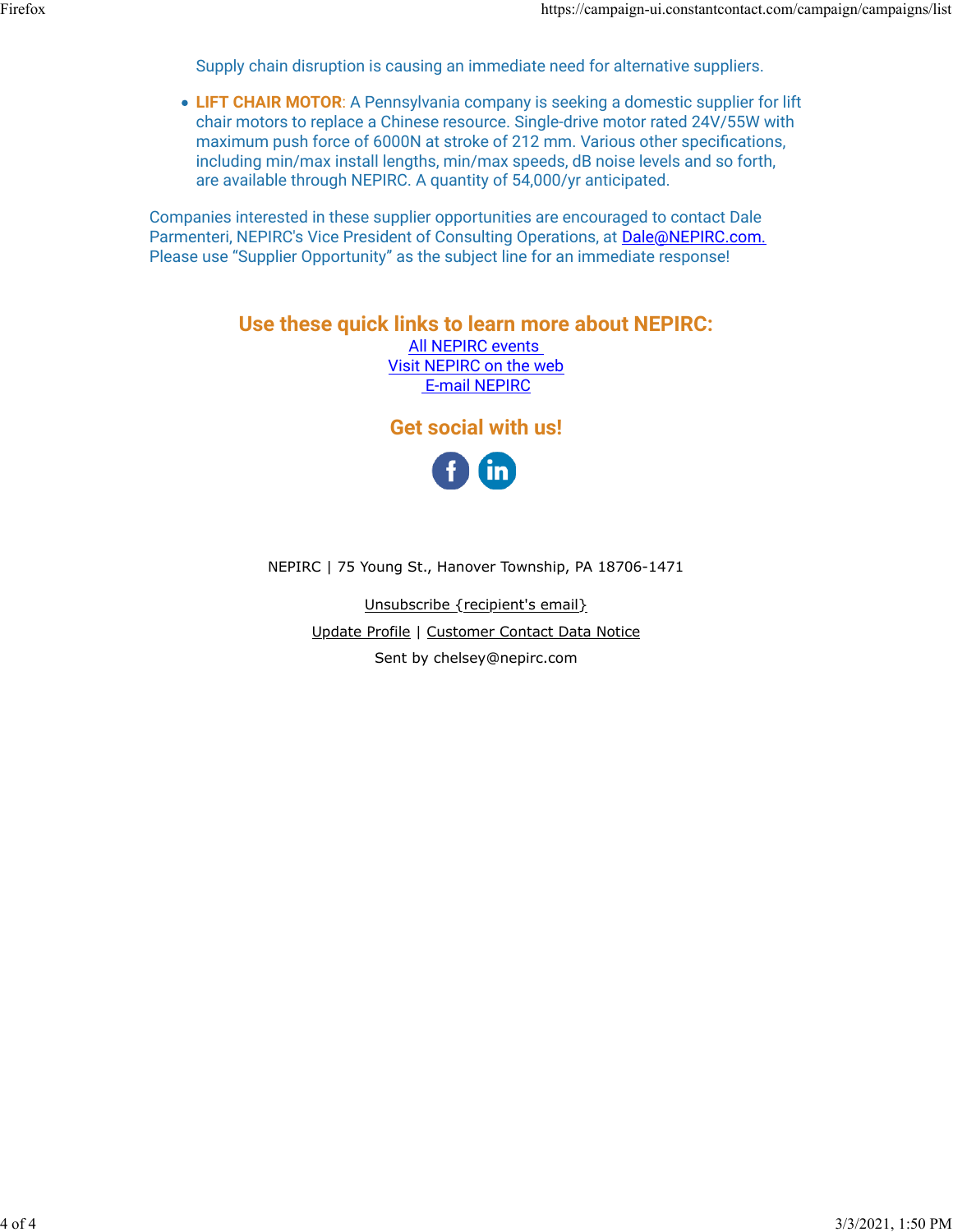Supply chain disruption is causing an immediate need for alternative suppliers.

- **LIFT CHAIR MOTOR**: A Pennsylvania company is seeking a domestic supplier for lift chair motors to replace a Chinese resource. Single-drive motor rated 24V/55W with maximum push force of 6000N at stroke of 212 mm. Various other specifications, including min/max install lengths, min/max speeds, dB noise levels and so forth, are available through NEPIRC. A quantity of 54,000/yr anticipated.

Companies interested in these supplier opportunities are encouraged to contact Dale Parmenteri, NEPIRC's Vice President of Consulting Operations, at Dale@NEPIRC.com. Please use "Supplier Opportunity" as the subject line for an immediate response!

## Use these quick links to learn more about NEPIRC:

All NEPIRC events
Visit NEPIRC on the web
E-mail NEPIRC

## Get social with us!

NEPIRC | 75 Young St., Hanover Township, PA 18706-1471

Unsubscribe {recipient's email}

Update Profile | Customer Contact Data Notice

Sent by chelsey@nepirc.com